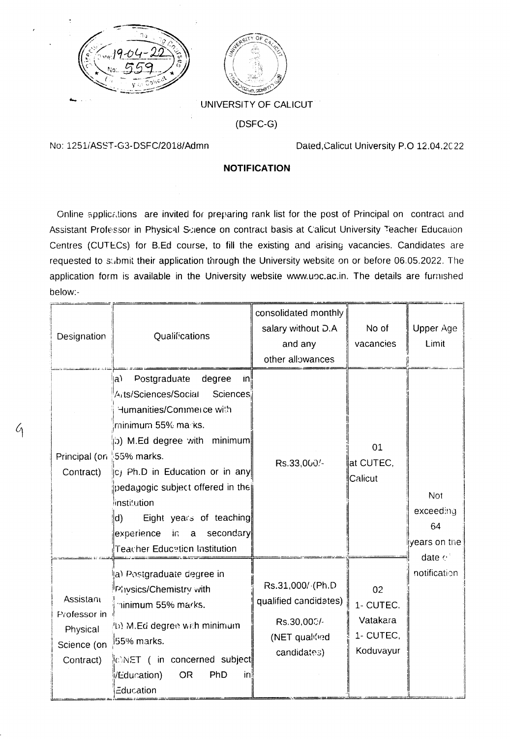UNIVERSITY OF CALICUT

(DSFC-G)

No: 1251/ASST-G3-DSFC/2018/Admn Dated,Calicut University P.O 12.04.2022

**NOTIFICATION**

Online applications are invited for preparing rank list for the post of Principal on contract and Assistant Professor in Physical Science on contract basis at Calicut University Teacher Education Centres (CUTECs) for B.Ed course, to fill the existing and arising vacancies. Candidates are requested to submit their application through the University website on or before 06.05.2022. The application form is available in the University website www.uoc.ac.in. The details are furnished below:-

| Designation | Qualifications | consolidated monthly salary without D.A and any other allowances | No of vacancies | Upper Age Limit |
|---|---|---|---|---|
| Principal (on Contract) | a) Postgraduate degree in Arts/Sciences/Social Sciences Humanities/Commerce with minimum 55% marks.<br>b) M.Ed degree with minimum 55% marks.<br>c) Ph.D in Education or in any pedagogic subject offered in the institution<br>d) Eight years of teaching experience in a secondary Teacher Education Institution | Rs.33,000/- | 01 at CUTEC, Calicut | Not exceeding 64 years on the date of notification |
| Assistant Professor in Physical Science (on Contract) | a) Postgraduate degree in Physics/Chemistry with minimum 55% marks.<br>b) M.Ed degree with minimum 55% marks.<br>c) NET ( in concerned subject /Education) OR PhD in Education | Rs.31,000/-(Ph.D qualified candidates)<br>Rs.30,000/- (NET qualified candidates) | 02<br>1- CUTEC, Vatakara<br>1- CUTEC, Koduvayur | |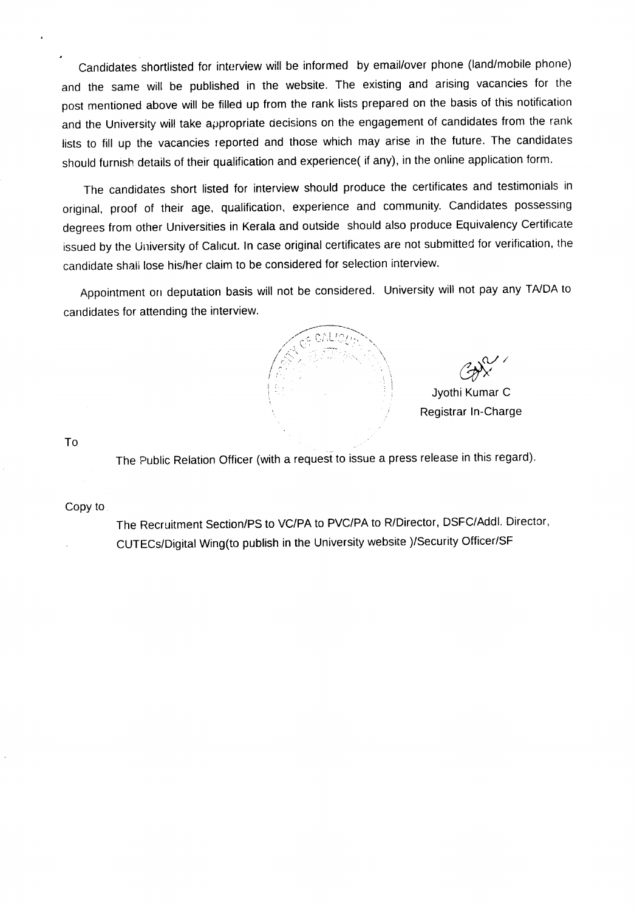Candidates shortlisted for interview will be informed by email/over phone (land/mobile phone) and the same will be published in the website. The existing and arising vacancies for the post mentioned above will be filled up from the rank lists prepared on the basis of this notification and the University will take appropriate decisions on the engagement of candidates from the rank lists to fill up the vacancies reported and those which may arise in the future. The candidates should furnish details of their qualification and experience( if any), in the online application form.

The candidates short listed for interview should produce the certificates and testimonials in original, proof of their age, qualification, experience and community. Candidates possessing degrees from other Universities in Kerala and outside should also produce Equivalency Certificate issued by the University of Calicut. In case original certificates are not submitted for verification, the candidate shall lose his/her claim to be considered for selection interview.

Appointment on deputation basis will not be considered. University will not pay any TA/DA to candidates for attending the interview.

Jyothi Kumar C
Registrar In-Charge

To

The Public Relation Officer (with a request to issue a press release in this regard).

Copy to

The Recruitment Section/PS to VC/PA to PVC/PA to R/Director, DSFC/Addl. Director, CUTECs/Digital Wing(to publish in the University website )/Security Officer/SF